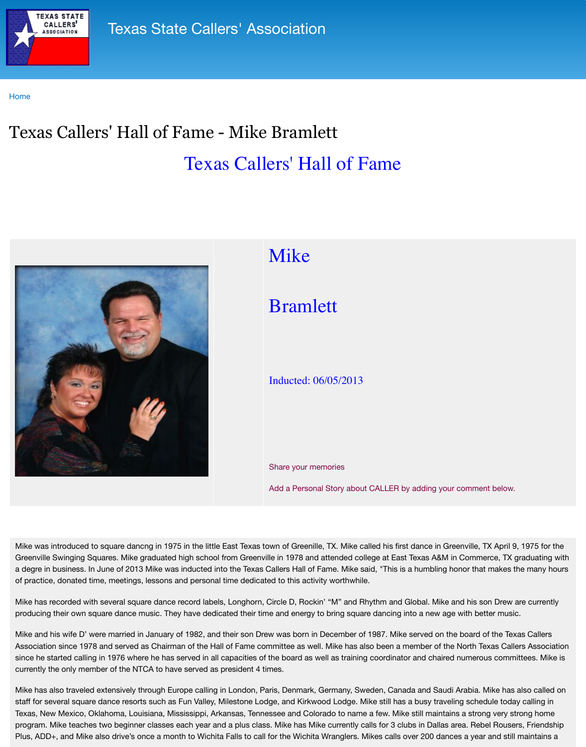Texas State Callers' Association

Home

# Texas Callers' Hall of Fame - Mike Bramlett

## Texas Callers' Hall of Fame

Mike

Bramlett

Inducted: 06/05/2013

Share your memories

Add a Personal Story about CALLER by adding your comment below.

Mike was introduced to square dancng in 1975 in the little East Texas town of Greenille, TX. Mike called his first dance in Greenville, TX April 9, 1975 for the Greenville Swinging Squares. Mike graduated high school from Greenville in 1978 and attended college at East Texas A&M in Commerce, TX graduating with a degre in business. In June of 2013 Mike was inducted into the Texas Callers Hall of Fame. Mike said, "This is a humbling honor that makes the many hours of practice, donated time, meetings, lessons and personal time dedicated to this activity worthwhile.

Mike has recorded with several square dance record labels, Longhorn, Circle D, Rockin' "M" and Rhythm and Global. Mike and his son Drew are currently producing their own square dance music. They have dedicated their time and energy to bring square dancing into a new age with better music.

Mike and his wife D' were married in January of 1982, and their son Drew was born in December of 1987. Mike served on the board of the Texas Callers Association since 1978 and served as Chairman of the Hall of Fame committee as well. Mike has also been a member of the North Texas Callers Association since he started calling in 1976 where he has served in all capacities of the board as well as training coordinator and chaired numerous committees. Mike is currently the only member of the NTCA to have served as president 4 times.

Mike has also traveled extensively through Europe calling in London, Paris, Denmark, Germany, Sweden, Canada and Saudi Arabia. Mike has also called on staff for several square dance resorts such as Fun Valley, Milestone Lodge, and Kirkwood Lodge. Mike still has a busy traveling schedule today calling in Texas, New Mexico, Oklahoma, Louisiana, Mississippi, Arkansas, Tennessee and Colorado to name a few. Mike still maintains a strong very strong home program. Mike teaches two beginner classes each year and a plus class. Mike has Mike currently calls for 3 clubs in Dallas area. Rebel Rousers, Friendship Plus, ADD+, and Mike also drive's once a month to Wichita Falls to call for the Wichita Wranglers. Mikes calls over 200 dances a year and still maintains a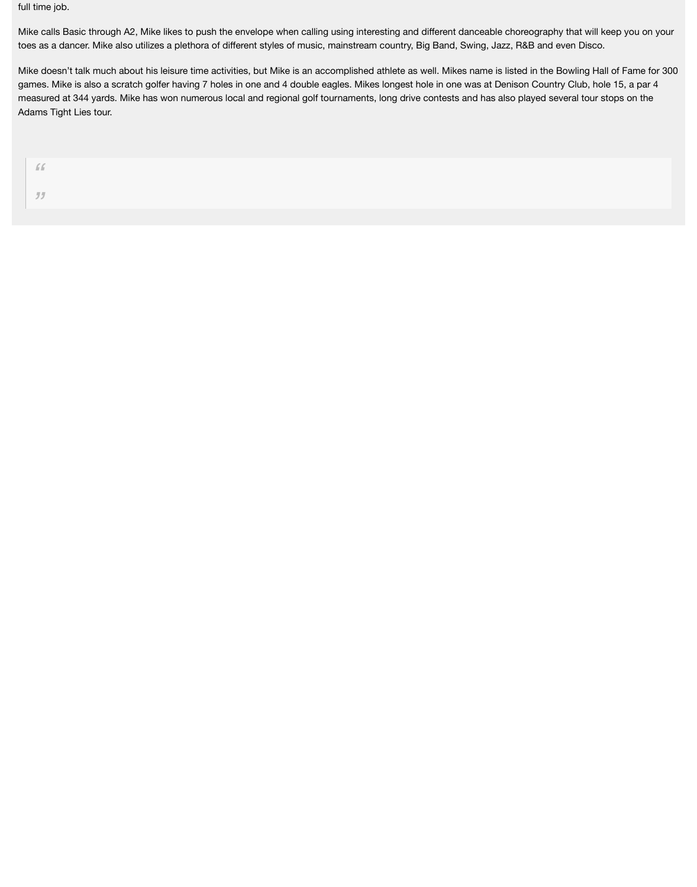full time job.

Mike calls Basic through A2, Mike likes to push the envelope when calling using interesting and different danceable choreography that will keep you on your toes as a dancer. Mike also utilizes a plethora of different styles of music, mainstream country, Big Band, Swing, Jazz, R&B and even Disco.

Mike doesn't talk much about his leisure time activities, but Mike is an accomplished athlete as well. Mikes name is listed in the Bowling Hall of Fame for 300 games. Mike is also a scratch golfer having 7 holes in one and 4 double eagles. Mikes longest hole in one was at Denison Country Club, hole 15, a par 4 measured at 344 yards. Mike has won numerous local and regional golf tournaments, long drive contests and has also played several tour stops on the Adams Tight Lies tour.